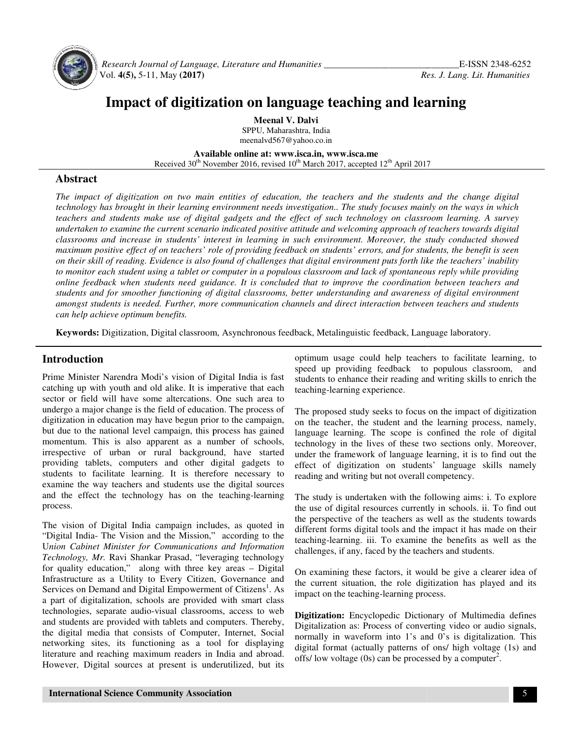# Impact of digitization on language teaching and learning

**Meenal V. Dalvi**
SPPU, Maharashtra, India
meenalvd567@yahoo.co.in

**Available online at: www.isca.in, www.isca.me**
Received 30th November 2016, revised 10th March 2017, accepted 12th April 2017

## Abstract

*The impact of digitization on two main entities of education, the teachers and the students and the change digital technology has brought in their learning environment needs investigation.. The study focuses mainly on the ways in which teachers and students make use of digital gadgets and the effect of such technology on classroom learning. A survey undertaken to examine the current scenario indicated positive attitude and welcoming approach of teachers towards digital classrooms and increase in students' interest in learning in such environment. Moreover, the study conducted showed maximum positive effect of on teachers' role of providing feedback on students' errors, and for students, the benefit is seen on their skill of reading. Evidence is also found of challenges that digital environment puts forth like the teachers' inability to monitor each student using a tablet or computer in a populous classroom and lack of spontaneous reply while providing online feedback when students need guidance. It is concluded that to improve the coordination between teachers and students and for smoother functioning of digital classrooms, better understanding and awareness of digital environment amongst students is needed. Further, more communication channels and direct interaction between teachers and students can help achieve optimum benefits.*

**Keywords:** Digitization, Digital classroom, Asynchronous feedback, Metalinguistic feedback, Language laboratory.

## Introduction

Prime Minister Narendra Modi's vision of Digital India is fast catching up with youth and old alike. It is imperative that each sector or field will have some altercations. One such area to undergo a major change is the field of education. The process of digitization in education may have begun prior to the campaign, but due to the national level campaign, this process has gained momentum. This is also apparent as a number of schools, irrespective of urban or rural background, have started providing tablets, computers and other digital gadgets to students to facilitate learning. It is therefore necessary to examine the way teachers and students use the digital sources and the effect the technology has on the teaching-learning process.

The vision of Digital India campaign includes, as quoted in "Digital India- The Vision and the Mission," according to the U*nion Cabinet Minister for Communications and Information Technology, Mr.* Ravi Shankar Prasad, "leveraging technology for quality education," along with three key areas – Digital Infrastructure as a Utility to Every Citizen, Governance and Services on Demand and Digital Empowerment of Citizens[1]. As a part of digitalization, schools are provided with smart class technologies, separate audio-visual classrooms, access to web and students are provided with tablets and computers. Thereby, the digital media that consists of Computer, Internet, Social networking sites, its functioning as a tool for displaying literature and reaching maximum readers in India and abroad. However, Digital sources at present is underutilized, but its optimum usage could help teachers to facilitate learning, to speed up providing feedback to populous classroom, and students to enhance their reading and writing skills to enrich the teaching-learning experience.

The proposed study seeks to focus on the impact of digitization on the teacher, the student and the learning process, namely, language learning. The scope is confined the role of digital technology in the lives of these two sections only. Moreover, under the framework of language learning, it is to find out the effect of digitization on students' language skills namely reading and writing but not overall competency.

The study is undertaken with the following aims: i. To explore the use of digital resources currently in schools. ii. To find out the perspective of the teachers as well as the students towards different forms digital tools and the impact it has made on their teaching-learning. iii. To examine the benefits as well as the challenges, if any, faced by the teachers and students.

On examining these factors, it would be give a clearer idea of the current situation, the role digitization has played and its impact on the teaching-learning process.

**Digitization:** Encyclopedic Dictionary of Multimedia defines Digitalization as: Process of converting video or audio signals, normally in waveform into 1's and 0's is digitalization. This digital format (actually patterns of ons/ high voltage (1s) and offs/ low voltage (0s) can be processed by a computer[2].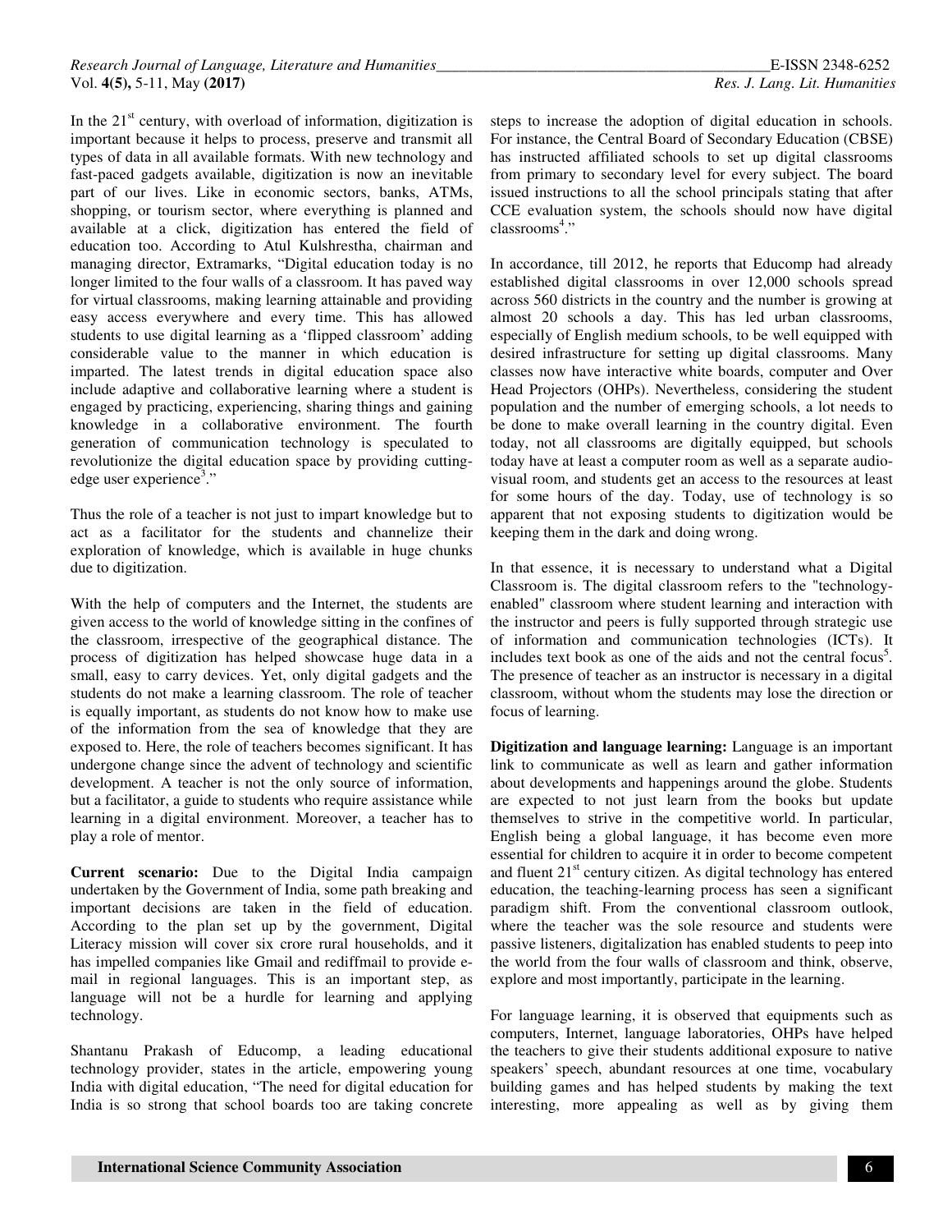In the 21st century, with overload of information, digitization is important because it helps to process, preserve and transmit all types of data in all available formats. With new technology and fast-paced gadgets available, digitization is now an inevitable part of our lives. Like in economic sectors, banks, ATMs, shopping, or tourism sector, where everything is planned and available at a click, digitization has entered the field of education too. According to Atul Kulshrestha, chairman and managing director, Extramarks, "Digital education today is no longer limited to the four walls of a classroom. It has paved way for virtual classrooms, making learning attainable and providing easy access everywhere and every time. This has allowed students to use digital learning as a 'flipped classroom' adding considerable value to the manner in which education is imparted. The latest trends in digital education space also include adaptive and collaborative learning where a student is engaged by practicing, experiencing, sharing things and gaining knowledge in a collaborative environment. The fourth generation of communication technology is speculated to revolutionize the digital education space by providing cutting-edge user experience[3]."

Thus the role of a teacher is not just to impart knowledge but to act as a facilitator for the students and channelize their exploration of knowledge, which is available in huge chunks due to digitization.

With the help of computers and the Internet, the students are given access to the world of knowledge sitting in the confines of the classroom, irrespective of the geographical distance. The process of digitization has helped showcase huge data in a small, easy to carry devices. Yet, only digital gadgets and the students do not make a learning classroom. The role of teacher is equally important, as students do not know how to make use of the information from the sea of knowledge that they are exposed to. Here, the role of teachers becomes significant. It has undergone change since the advent of technology and scientific development. A teacher is not the only source of information, but a facilitator, a guide to students who require assistance while learning in a digital environment. Moreover, a teacher has to play a role of mentor.

**Current scenario:** Due to the Digital India campaign undertaken by the Government of India, some path breaking and important decisions are taken in the field of education. According to the plan set up by the government, Digital Literacy mission will cover six crore rural households, and it has impelled companies like Gmail and rediffmail to provide e-mail in regional languages. This is an important step, as language will not be a hurdle for learning and applying technology.

Shantanu Prakash of Educomp, a leading educational technology provider, states in the article, empowering young India with digital education, "The need for digital education for India is so strong that school boards too are taking concrete steps to increase the adoption of digital education in schools. For instance, the Central Board of Secondary Education (CBSE) has instructed affiliated schools to set up digital classrooms from primary to secondary level for every subject. The board issued instructions to all the school principals stating that after CCE evaluation system, the schools should now have digital classrooms[4]."

In accordance, till 2012, he reports that Educomp had already established digital classrooms in over 12,000 schools spread across 560 districts in the country and the number is growing at almost 20 schools a day. This has led urban classrooms, especially of English medium schools, to be well equipped with desired infrastructure for setting up digital classrooms. Many classes now have interactive white boards, computer and Over Head Projectors (OHPs). Nevertheless, considering the student population and the number of emerging schools, a lot needs to be done to make overall learning in the country digital. Even today, not all classrooms are digitally equipped, but schools today have at least a computer room as well as a separate audio-visual room, and students get an access to the resources at least for some hours of the day. Today, use of technology is so apparent that not exposing students to digitization would be keeping them in the dark and doing wrong.

In that essence, it is necessary to understand what a Digital Classroom is. The digital classroom refers to the "technology-enabled" classroom where student learning and interaction with the instructor and peers is fully supported through strategic use of information and communication technologies (ICTs). It includes text book as one of the aids and not the central focus[5]. The presence of teacher as an instructor is necessary in a digital classroom, without whom the students may lose the direction or focus of learning.

**Digitization and language learning:** Language is an important link to communicate as well as learn and gather information about developments and happenings around the globe. Students are expected to not just learn from the books but update themselves to strive in the competitive world. In particular, English being a global language, it has become even more essential for children to acquire it in order to become competent and fluent 21st century citizen. As digital technology has entered education, the teaching-learning process has seen a significant paradigm shift. From the conventional classroom outlook, where the teacher was the sole resource and students were passive listeners, digitalization has enabled students to peep into the world from the four walls of classroom and think, observe, explore and most importantly, participate in the learning.

For language learning, it is observed that equipments such as computers, Internet, language laboratories, OHPs have helped the teachers to give their students additional exposure to native speakers' speech, abundant resources at one time, vocabulary building games and has helped students by making the text interesting, more appealing as well as by giving them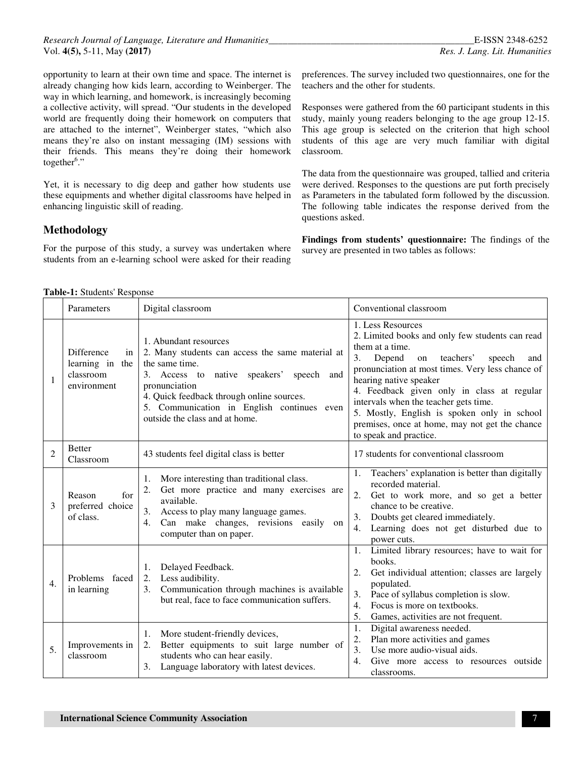opportunity to learn at their own time and space. The internet is already changing how kids learn, according to Weinberger. The way in which learning, and homework, is increasingly becoming a collective activity, will spread. "Our students in the developed world are frequently doing their homework on computers that are attached to the internet", Weinberger states, "which also means they're also on instant messaging (IM) sessions with their friends. This means they're doing their homework together[6]."

Yet, it is necessary to dig deep and gather how students use these equipments and whether digital classrooms have helped in enhancing linguistic skill of reading.

## Methodology

For the purpose of this study, a survey was undertaken where students from an e-learning school were asked for their reading preferences. The survey included two questionnaires, one for the teachers and the other for students.

Responses were gathered from the 60 participant students in this study, mainly young readers belonging to the age group 12-15. This age group is selected on the criterion that high school students of this age are very much familiar with digital classroom.

The data from the questionnaire was grouped, tallied and criteria were derived. Responses to the questions are put forth precisely as Parameters in the tabulated form followed by the discussion. The following table indicates the response derived from the questions asked.

**Findings from students' questionnaire:** The findings of the survey are presented in two tables as follows:

**Table-1:** Students' Response

| | Parameters | Digital classroom | Conventional classroom |
|---|---|---|---|
| 1 | Difference in learning in the classroom environment | 1. Abundant resources<br>2. Many students can access the same material at the same time.<br>3. Access to native speakers' speech and pronunciation<br>4. Quick feedback through online sources.<br>5. Communication in English continues even outside the class and at home. | 1. Less Resources<br>2. Limited books and only few students can read them at a time.<br>3. Depend on teachers' speech and pronunciation at most times. Very less chance of hearing native speaker<br>4. Feedback given only in class at regular intervals when the teacher gets time.<br>5. Mostly, English is spoken only in school premises, once at home, may not get the chance to speak and practice. |
| 2 | Better Classroom | 43 students feel digital class is better | 17 students for conventional classroom |
| 3 | Reason for preferred choice of class. | 1. More interesting than traditional class.<br>2. Get more practice and many exercises are available.<br>3. Access to play many language games.<br>4. Can make changes, revisions easily on computer than on paper. | 1. Teachers' explanation is better than digitally recorded material.<br>2. Get to work more, and so get a better chance to be creative.<br>3. Doubts get cleared immediately.<br>4. Learning does not get disturbed due to power cuts. |
| 4. | Problems faced in learning | 1. Delayed Feedback.<br>2. Less audibility.<br>3. Communication through machines is available but real, face to face communication suffers. | 1. Limited library resources; have to wait for books.<br>2. Get individual attention; classes are largely populated.<br>3. Pace of syllabus completion is slow.<br>4. Focus is more on textbooks.<br>5. Games, activities are not frequent. |
| 5. | Improvements in classroom | 1. More student-friendly devices,<br>2. Better equipments to suit large number of students who can hear easily.<br>3. Language laboratory with latest devices. | 1. Digital awareness needed.<br>2. Plan more activities and games<br>3. Use more audio-visual aids.<br>4. Give more access to resources outside classrooms. |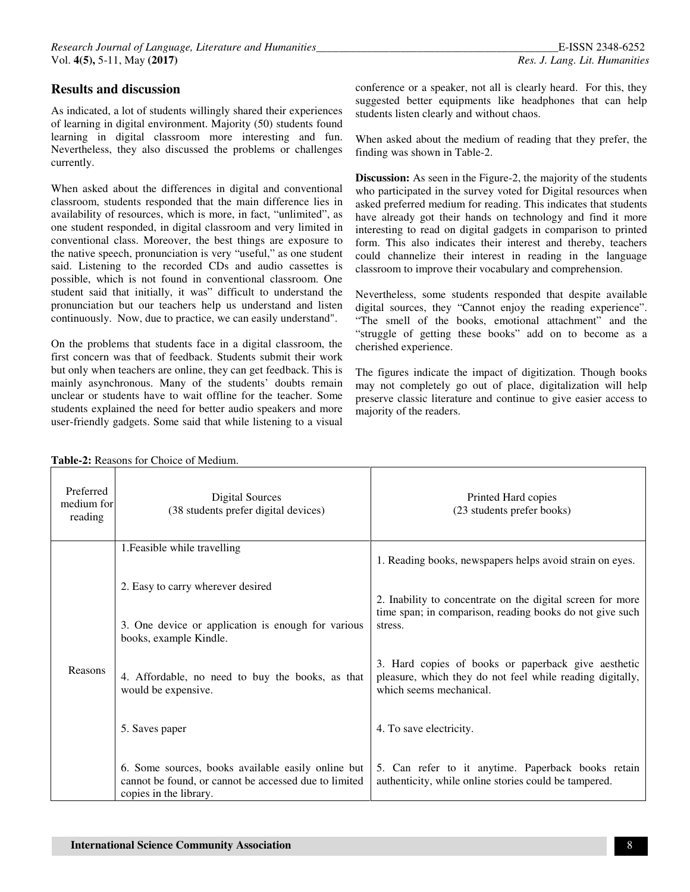## Results and discussion

As indicated, a lot of students willingly shared their experiences of learning in digital environment. Majority (50) students found learning in digital classroom more interesting and fun. Nevertheless, they also discussed the problems or challenges currently.

When asked about the differences in digital and conventional classroom, students responded that the main difference lies in availability of resources, which is more, in fact, "unlimited", as one student responded, in digital classroom and very limited in conventional class. Moreover, the best things are exposure to the native speech, pronunciation is very "useful," as one student said. Listening to the recorded CDs and audio cassettes is possible, which is not found in conventional classroom. One student said that initially, it was" difficult to understand the pronunciation but our teachers help us understand and listen continuously. Now, due to practice, we can easily understand".

On the problems that students face in a digital classroom, the first concern was that of feedback. Students submit their work but only when teachers are online, they can get feedback. This is mainly asynchronous. Many of the students' doubts remain unclear or students have to wait offline for the teacher. Some students explained the need for better audio speakers and more user-friendly gadgets. Some said that while listening to a visual conference or a speaker, not all is clearly heard. For this, they suggested better equipments like headphones that can help students listen clearly and without chaos.

When asked about the medium of reading that they prefer, the finding was shown in Table-2.

**Discussion:** As seen in the Figure-2, the majority of the students who participated in the survey voted for Digital resources when asked preferred medium for reading. This indicates that students have already got their hands on technology and find it more interesting to read on digital gadgets in comparison to printed form. This also indicates their interest and thereby, teachers could channelize their interest in reading in the language classroom to improve their vocabulary and comprehension.

Nevertheless, some students responded that despite available digital sources, they "Cannot enjoy the reading experience". "The smell of the books, emotional attachment" and the "struggle of getting these books" add on to become as a cherished experience.

The figures indicate the impact of digitization. Though books may not completely go out of place, digitalization will help preserve classic literature and continue to give easier access to majority of the readers.

**Table-2:** Reasons for Choice of Medium.

| Preferred medium for reading | Digital Sources (38 students prefer digital devices) | Printed Hard copies (23 students prefer books) |
|---|---|---|
| Reasons | 1.Feasible while travelling | 1. Reading books, newspapers helps avoid strain on eyes. |
| | 2. Easy to carry wherever desired | 2. Inability to concentrate on the digital screen for more time span; in comparison, reading books do not give such stress. |
| | 3. One device or application is enough for various books, example Kindle. | 3. Hard copies of books or paperback give aesthetic pleasure, which they do not feel while reading digitally, which seems mechanical. |
| | 4. Affordable, no need to buy the books, as that would be expensive. | 4. To save electricity. |
| | 5. Saves paper | 5. Can refer to it anytime. Paperback books retain authenticity, while online stories could be tampered. |
| | 6. Some sources, books available easily online but cannot be found, or cannot be accessed due to limited copies in the library. | |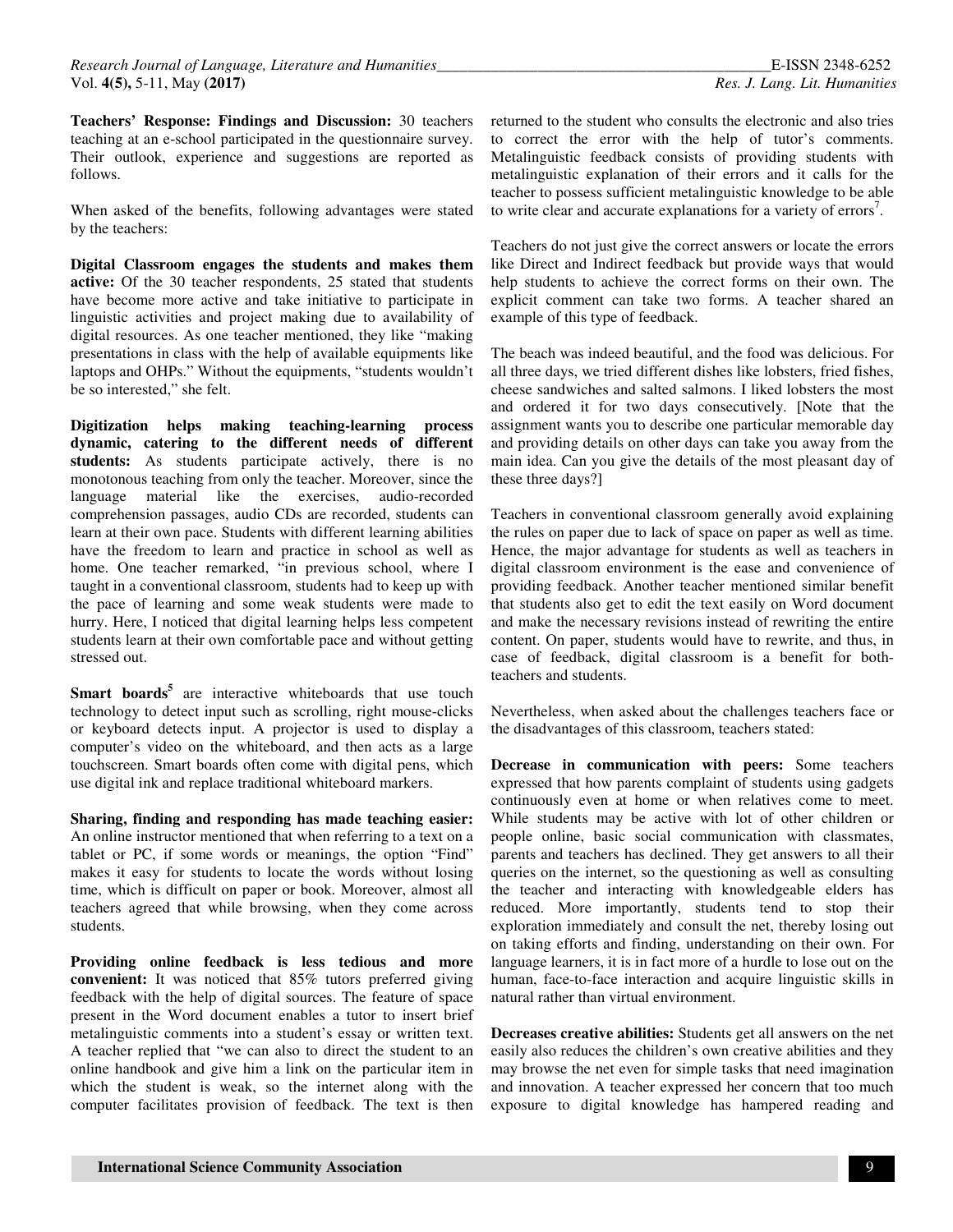**Teachers' Response: Findings and Discussion:** 30 teachers teaching at an e-school participated in the questionnaire survey. Their outlook, experience and suggestions are reported as follows.

When asked of the benefits, following advantages were stated by the teachers:

**Digital Classroom engages the students and makes them active:** Of the 30 teacher respondents, 25 stated that students have become more active and take initiative to participate in linguistic activities and project making due to availability of digital resources. As one teacher mentioned, they like "making presentations in class with the help of available equipments like laptops and OHPs." Without the equipments, "students wouldn't be so interested," she felt.

**Digitization helps making teaching-learning process dynamic, catering to the different needs of different students:** As students participate actively, there is no monotonous teaching from only the teacher. Moreover, since the language material like the exercises, audio-recorded comprehension passages, audio CDs are recorded, students can learn at their own pace. Students with different learning abilities have the freedom to learn and practice in school as well as home. One teacher remarked, "in previous school, where I taught in a conventional classroom, students had to keep up with the pace of learning and some weak students were made to hurry. Here, I noticed that digital learning helps less competent students learn at their own comfortable pace and without getting stressed out.

**Smart boards**[5] are interactive whiteboards that use touch technology to detect input such as scrolling, right mouse-clicks or keyboard detects input. A projector is used to display a computer's video on the whiteboard, and then acts as a large touchscreen. Smart boards often come with digital pens, which use digital ink and replace traditional whiteboard markers.

**Sharing, finding and responding has made teaching easier:** An online instructor mentioned that when referring to a text on a tablet or PC, if some words or meanings, the option "Find" makes it easy for students to locate the words without losing time, which is difficult on paper or book. Moreover, almost all teachers agreed that while browsing, when they come across students.

**Providing online feedback is less tedious and more convenient:** It was noticed that 85% tutors preferred giving feedback with the help of digital sources. The feature of space present in the Word document enables a tutor to insert brief metalinguistic comments into a student's essay or written text. A teacher replied that "we can also to direct the student to an online handbook and give him a link on the particular item in which the student is weak, so the internet along with the computer facilitates provision of feedback. The text is then returned to the student who consults the electronic and also tries to correct the error with the help of tutor's comments. Metalinguistic feedback consists of providing students with metalinguistic explanation of their errors and it calls for the teacher to possess sufficient metalinguistic knowledge to be able to write clear and accurate explanations for a variety of errors[7].

Teachers do not just give the correct answers or locate the errors like Direct and Indirect feedback but provide ways that would help students to achieve the correct forms on their own. The explicit comment can take two forms. A teacher shared an example of this type of feedback.

The beach was indeed beautiful, and the food was delicious. For all three days, we tried different dishes like lobsters, fried fishes, cheese sandwiches and salted salmons. I liked lobsters the most and ordered it for two days consecutively. [Note that the assignment wants you to describe one particular memorable day and providing details on other days can take you away from the main idea. Can you give the details of the most pleasant day of these three days?]

Teachers in conventional classroom generally avoid explaining the rules on paper due to lack of space on paper as well as time. Hence, the major advantage for students as well as teachers in digital classroom environment is the ease and convenience of providing feedback. Another teacher mentioned similar benefit that students also get to edit the text easily on Word document and make the necessary revisions instead of rewriting the entire content. On paper, students would have to rewrite, and thus, in case of feedback, digital classroom is a benefit for both-teachers and students.

Nevertheless, when asked about the challenges teachers face or the disadvantages of this classroom, teachers stated:

**Decrease in communication with peers:** Some teachers expressed that how parents complaint of students using gadgets continuously even at home or when relatives come to meet. While students may be active with lot of other children or people online, basic social communication with classmates, parents and teachers has declined. They get answers to all their queries on the internet, so the questioning as well as consulting the teacher and interacting with knowledgeable elders has reduced. More importantly, students tend to stop their exploration immediately and consult the net, thereby losing out on taking efforts and finding, understanding on their own. For language learners, it is in fact more of a hurdle to lose out on the human, face-to-face interaction and acquire linguistic skills in natural rather than virtual environment.

**Decreases creative abilities:** Students get all answers on the net easily also reduces the children's own creative abilities and they may browse the net even for simple tasks that need imagination and innovation. A teacher expressed her concern that too much exposure to digital knowledge has hampered reading and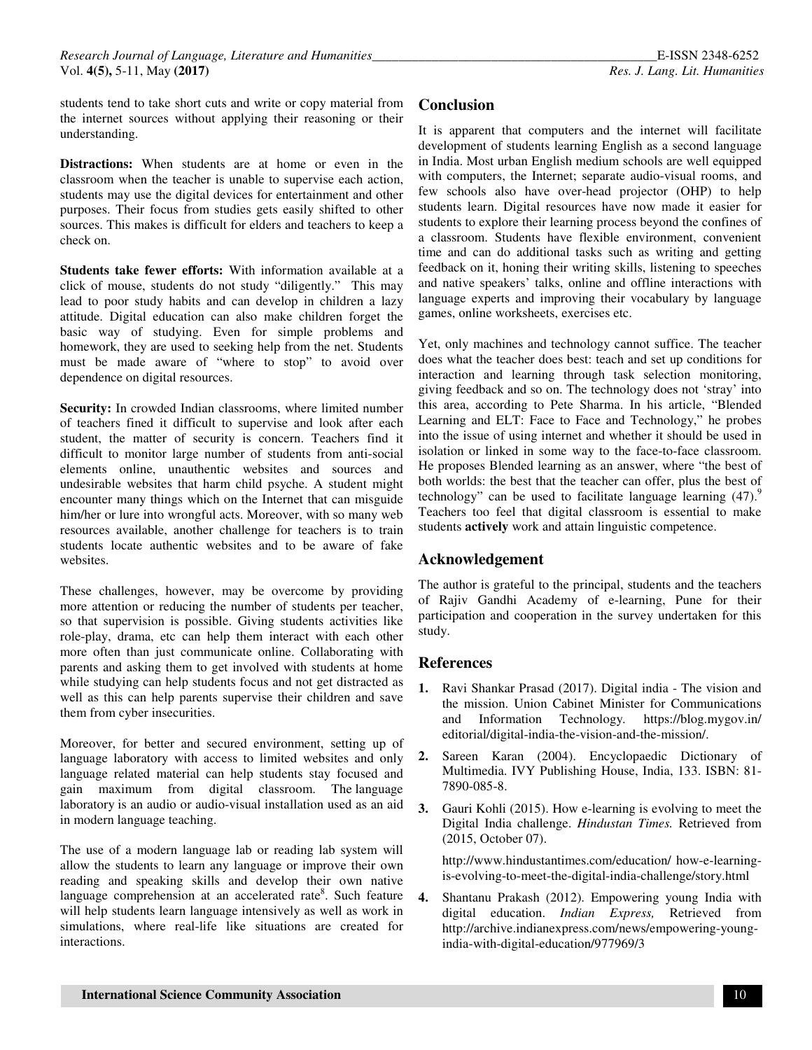students tend to take short cuts and write or copy material from the internet sources without applying their reasoning or their understanding.

**Distractions:** When students are at home or even in the classroom when the teacher is unable to supervise each action, students may use the digital devices for entertainment and other purposes. Their focus from studies gets easily shifted to other sources. This makes is difficult for elders and teachers to keep a check on.

**Students take fewer efforts:** With information available at a click of mouse, students do not study "diligently." This may lead to poor study habits and can develop in children a lazy attitude. Digital education can also make children forget the basic way of studying. Even for simple problems and homework, they are used to seeking help from the net. Students must be made aware of "where to stop" to avoid over dependence on digital resources.

**Security:** In crowded Indian classrooms, where limited number of teachers fined it difficult to supervise and look after each student, the matter of security is concern. Teachers find it difficult to monitor large number of students from anti-social elements online, unauthentic websites and sources and undesirable websites that harm child psyche. A student might encounter many things which on the Internet that can misguide him/her or lure into wrongful acts. Moreover, with so many web resources available, another challenge for teachers is to train students locate authentic websites and to be aware of fake websites.

These challenges, however, may be overcome by providing more attention or reducing the number of students per teacher, so that supervision is possible. Giving students activities like role-play, drama, etc can help them interact with each other more often than just communicate online. Collaborating with parents and asking them to get involved with students at home while studying can help students focus and not get distracted as well as this can help parents supervise their children and save them from cyber insecurities.

Moreover, for better and secured environment, setting up of language laboratory with access to limited websites and only language related material can help students stay focused and gain maximum from digital classroom. The language laboratory is an audio or audio-visual installation used as an aid in modern language teaching.

The use of a modern language lab or reading lab system will allow the students to learn any language or improve their own reading and speaking skills and develop their own native language comprehension at an accelerated rate[8]. Such feature will help students learn language intensively as well as work in simulations, where real-life like situations are created for interactions.

## Conclusion

It is apparent that computers and the internet will facilitate development of students learning English as a second language in India. Most urban English medium schools are well equipped with computers, the Internet; separate audio-visual rooms, and few schools also have over-head projector (OHP) to help students learn. Digital resources have now made it easier for students to explore their learning process beyond the confines of a classroom. Students have flexible environment, convenient time and can do additional tasks such as writing and getting feedback on it, honing their writing skills, listening to speeches and native speakers' talks, online and offline interactions with language experts and improving their vocabulary by language games, online worksheets, exercises etc.

Yet, only machines and technology cannot suffice. The teacher does what the teacher does best: teach and set up conditions for interaction and learning through task selection monitoring, giving feedback and so on. The technology does not 'stray' into this area, according to Pete Sharma. In his article, "Blended Learning and ELT: Face to Face and Technology," he probes into the issue of using internet and whether it should be used in isolation or linked in some way to the face-to-face classroom. He proposes Blended learning as an answer, where "the best of both worlds: the best that the teacher can offer, plus the best of technology" can be used to facilitate language learning (47).[9] Teachers too feel that digital classroom is essential to make students **actively** work and attain linguistic competence.

## Acknowledgement

The author is grateful to the principal, students and the teachers of Rajiv Gandhi Academy of e-learning, Pune for their participation and cooperation in the survey undertaken for this study.

## References

1. Ravi Shankar Prasad (2017). Digital india - The vision and the mission. Union Cabinet Minister for Communications and Information Technology. https://blog.mygov.in/editorial/digital-india-the-vision-and-the-mission/.

2. Sareen Karan (2004). Encyclopaedic Dictionary of Multimedia. IVY Publishing House, India, 133. ISBN: 81-7890-085-8.

3. Gauri Kohli (2015). How e-learning is evolving to meet the Digital India challenge. *Hindustan Times.* Retrieved from (2015, October 07).

   http://www.hindustantimes.com/education/ how-e-learning-is-evolving-to-meet-the-digital-india-challenge/story.html

4. Shantanu Prakash (2012). Empowering young India with digital education. *Indian Express,* Retrieved from http://archive.indianexpress.com/news/empowering-young-india-with-digital-education/977969/3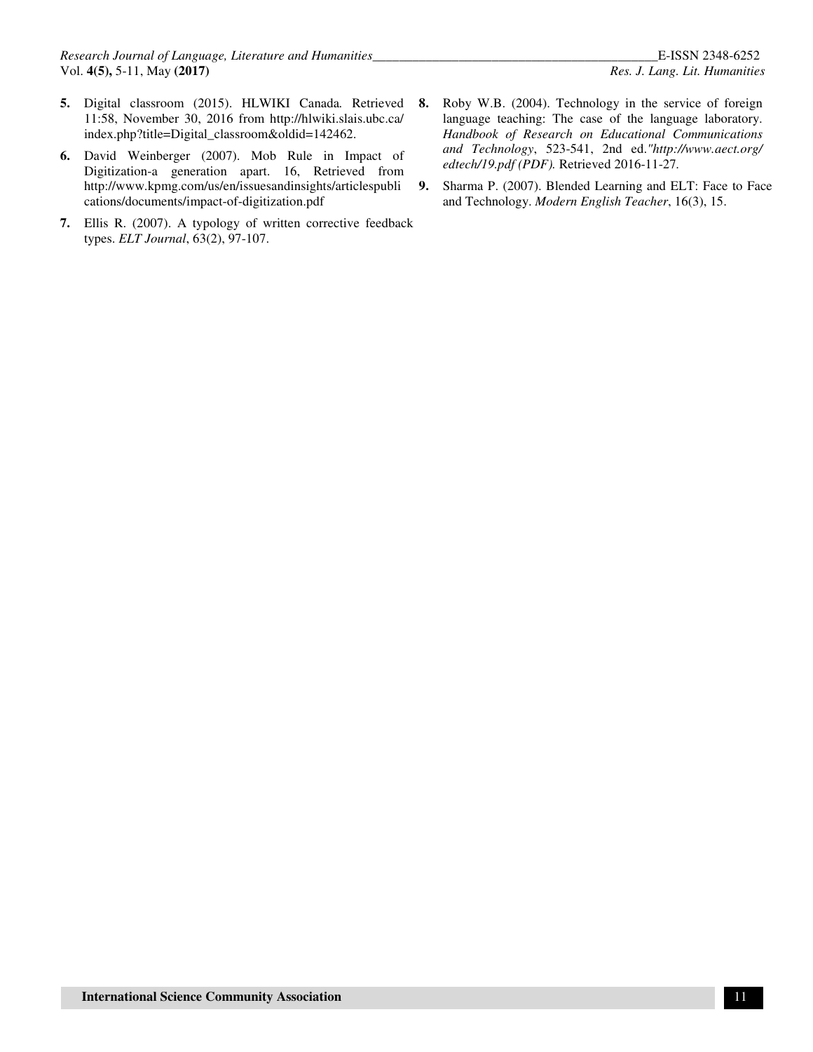5. Digital classroom (2015). HLWIKI Canada. Retrieved 11:58, November 30, 2016 from http://hlwiki.slais.ubc.ca/index.php?title=Digital_classroom&oldid=142462.

6. David Weinberger (2007). Mob Rule in Impact of Digitization-a generation apart. 16, Retrieved from http://www.kpmg.com/us/en/issuesandinsights/articlespublications/documents/impact-of-digitization.pdf

7. Ellis R. (2007). A typology of written corrective feedback types. *ELT Journal*, 63(2), 97-107.

8. Roby W.B. (2004). Technology in the service of foreign language teaching: The case of the language laboratory. *Handbook of Research on Educational Communications and Technology*, 523-541, 2nd ed.*"http://www.aect.org/edtech/19.pdf (PDF).* Retrieved 2016-11-27.

9. Sharma P. (2007). Blended Learning and ELT: Face to Face and Technology. *Modern English Teacher*, 16(3), 15.